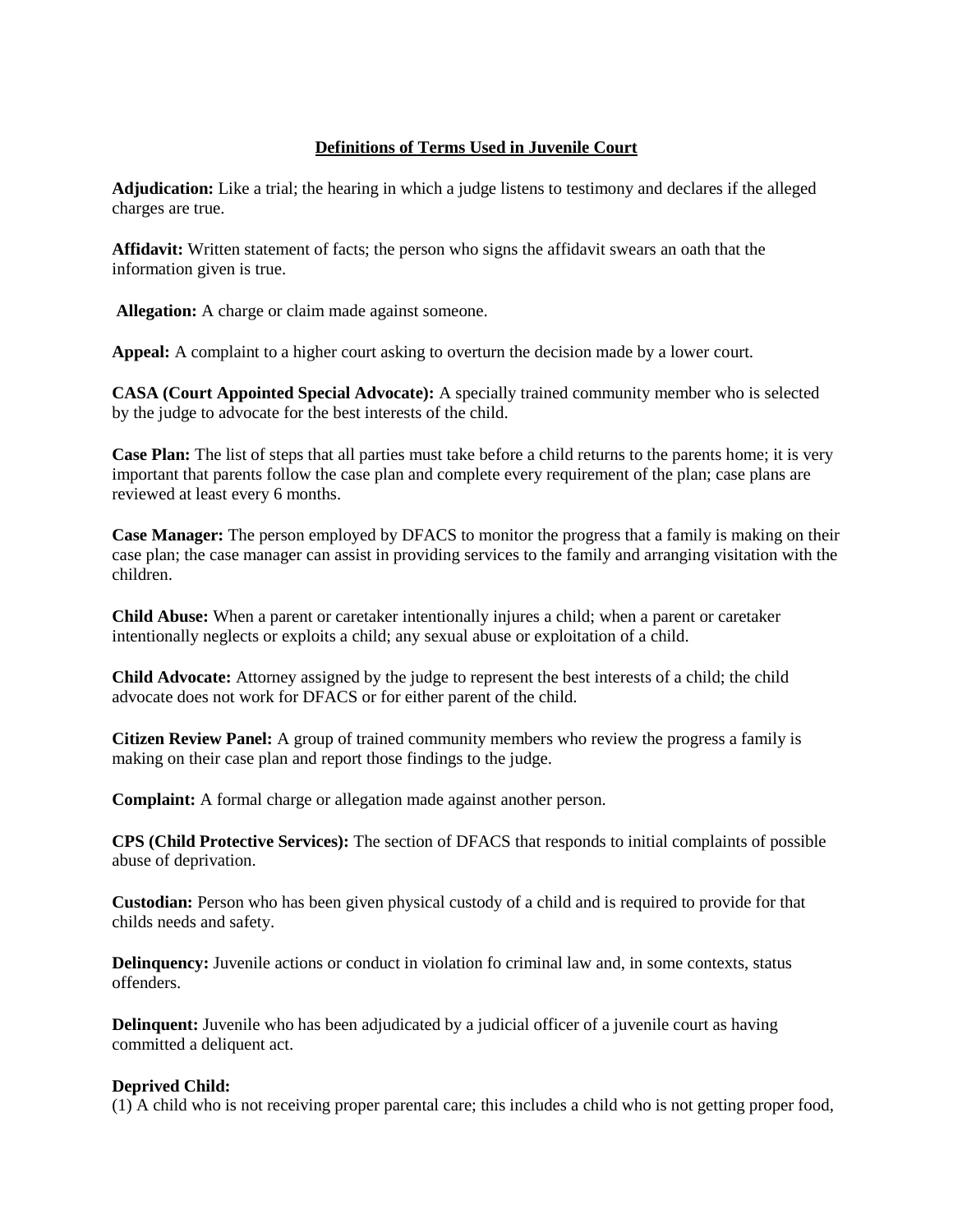# Definitions of Terms Used in Juvenile Court

**Adjudication:** Like a trial; the hearing in which a judge listens to testimony and declares if the alleged charges are true.

**Affidavit:** Written statement of facts; the person who signs the affidavit swears an oath that the information given is true.

**Allegation:** A charge or claim made against someone.

**Appeal:** A complaint to a higher court asking to overturn the decision made by a lower court.

**CASA (Court Appointed Special Advocate):** A specially trained community member who is selected by the judge to advocate for the best interests of the child.

**Case Plan:** The list of steps that all parties must take before a child returns to the parents home; it is very important that parents follow the case plan and complete every requirement of the plan; case plans are reviewed at least every 6 months.

**Case Manager:** The person employed by DFACS to monitor the progress that a family is making on their case plan; the case manager can assist in providing services to the family and arranging visitation with the children.

**Child Abuse:** When a parent or caretaker intentionally injures a child; when a parent or caretaker intentionally neglects or exploits a child; any sexual abuse or exploitation of a child.

**Child Advocate:** Attorney assigned by the judge to represent the best interests of a child; the child advocate does not work for DFACS or for either parent of the child.

**Citizen Review Panel:** A group of trained community members who review the progress a family is making on their case plan and report those findings to the judge.

**Complaint:** A formal charge or allegation made against another person.

**CPS (Child Protective Services):** The section of DFACS that responds to initial complaints of possible abuse of deprivation.

**Custodian:** Person who has been given physical custody of a child and is required to provide for that childs needs and safety.

**Delinquency:** Juvenile actions or conduct in violation fo criminal law and, in some contexts, status offenders.

**Delinquent:** Juvenile who has been adjudicated by a judicial officer of a juvenile court as having committed a deliquent act.

**Deprived Child:**
(1) A child who is not receiving proper parental care; this includes a child who is not getting proper food,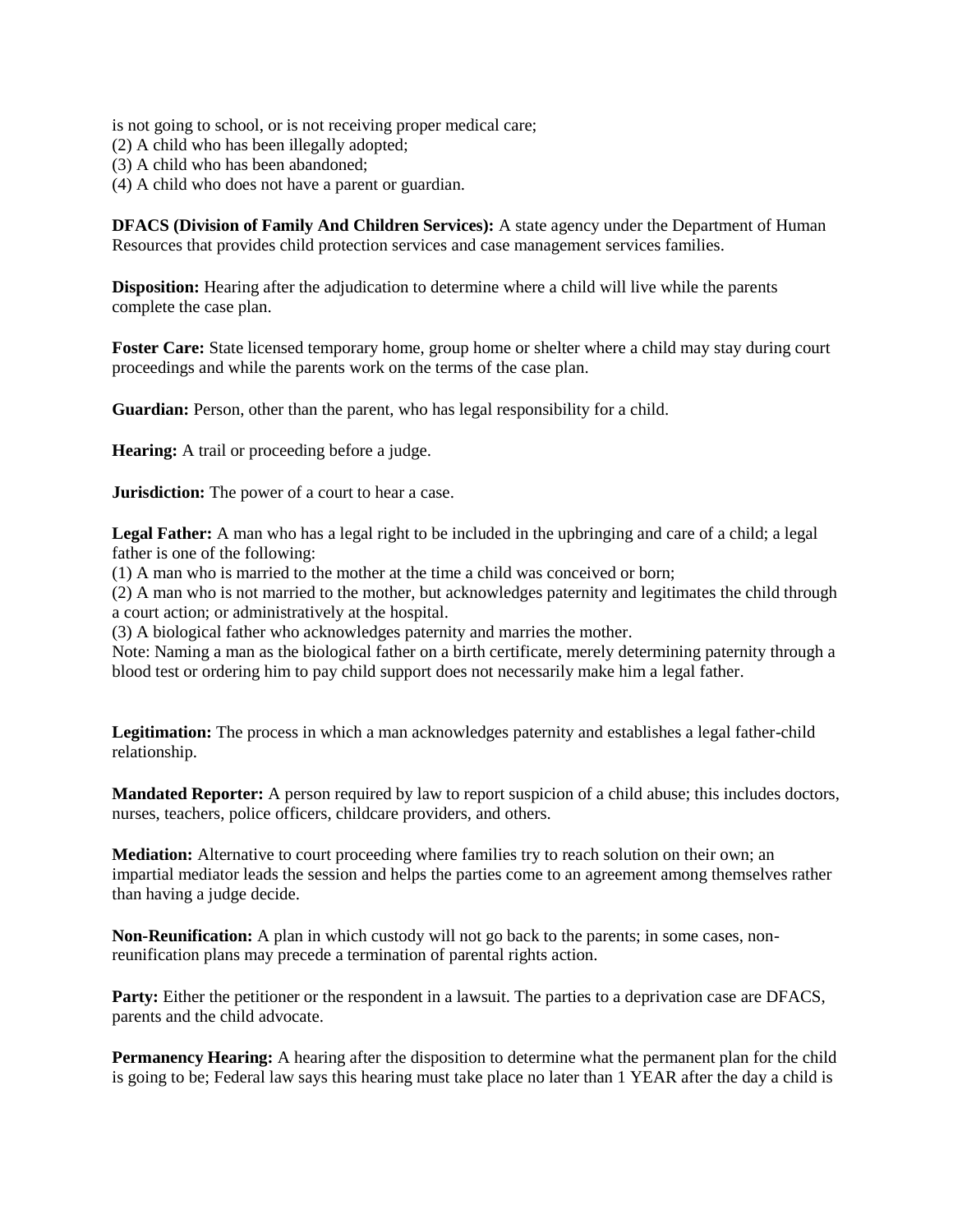is not going to school, or is not receiving proper medical care;
(2) A child who has been illegally adopted;
(3) A child who has been abandoned;
(4) A child who does not have a parent or guardian.

**DFACS (Division of Family And Children Services):** A state agency under the Department of Human Resources that provides child protection services and case management services families.

**Disposition:** Hearing after the adjudication to determine where a child will live while the parents complete the case plan.

**Foster Care:** State licensed temporary home, group home or shelter where a child may stay during court proceedings and while the parents work on the terms of the case plan.

**Guardian:** Person, other than the parent, who has legal responsibility for a child.

**Hearing:** A trail or proceeding before a judge.

**Jurisdiction:** The power of a court to hear a case.

**Legal Father:** A man who has a legal right to be included in the upbringing and care of a child; a legal father is one of the following:
(1) A man who is married to the mother at the time a child was conceived or born;
(2) A man who is not married to the mother, but acknowledges paternity and legitimates the child through a court action; or administratively at the hospital.
(3) A biological father who acknowledges paternity and marries the mother.
Note: Naming a man as the biological father on a birth certificate, merely determining paternity through a blood test or ordering him to pay child support does not necessarily make him a legal father.

**Legitimation:** The process in which a man acknowledges paternity and establishes a legal father-child relationship.

**Mandated Reporter:** A person required by law to report suspicion of a child abuse; this includes doctors, nurses, teachers, police officers, childcare providers, and others.

**Mediation:** Alternative to court proceeding where families try to reach solution on their own; an impartial mediator leads the session and helps the parties come to an agreement among themselves rather than having a judge decide.

**Non-Reunification:** A plan in which custody will not go back to the parents; in some cases, non-reunification plans may precede a termination of parental rights action.

**Party:** Either the petitioner or the respondent in a lawsuit. The parties to a deprivation case are DFACS, parents and the child advocate.

**Permanency Hearing:** A hearing after the disposition to determine what the permanent plan for the child is going to be; Federal law says this hearing must take place no later than 1 YEAR after the day a child is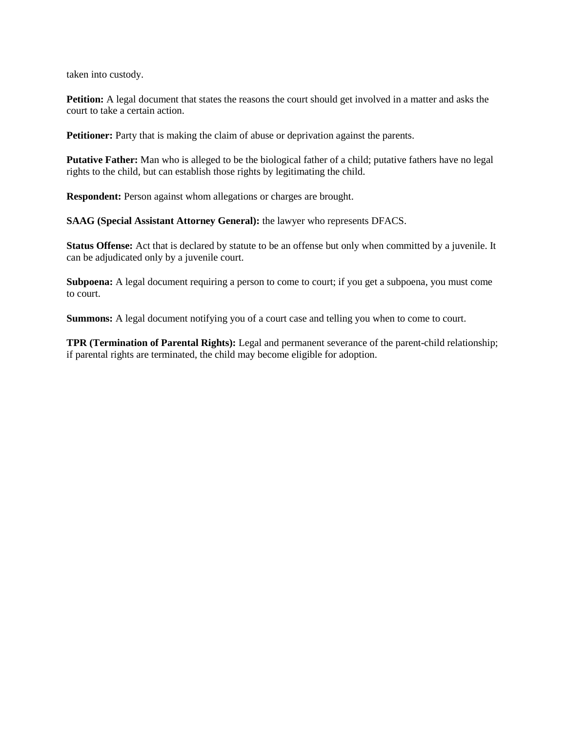taken into custody.

**Petition:** A legal document that states the reasons the court should get involved in a matter and asks the court to take a certain action.

**Petitioner:** Party that is making the claim of abuse or deprivation against the parents.

**Putative Father:** Man who is alleged to be the biological father of a child; putative fathers have no legal rights to the child, but can establish those rights by legitimating the child.

**Respondent:** Person against whom allegations or charges are brought.

**SAAG (Special Assistant Attorney General):** the lawyer who represents DFACS.

**Status Offense:** Act that is declared by statute to be an offense but only when committed by a juvenile. It can be adjudicated only by a juvenile court.

**Subpoena:** A legal document requiring a person to come to court; if you get a subpoena, you must come to court.

**Summons:** A legal document notifying you of a court case and telling you when to come to court.

**TPR (Termination of Parental Rights):** Legal and permanent severance of the parent-child relationship; if parental rights are terminated, the child may become eligible for adoption.